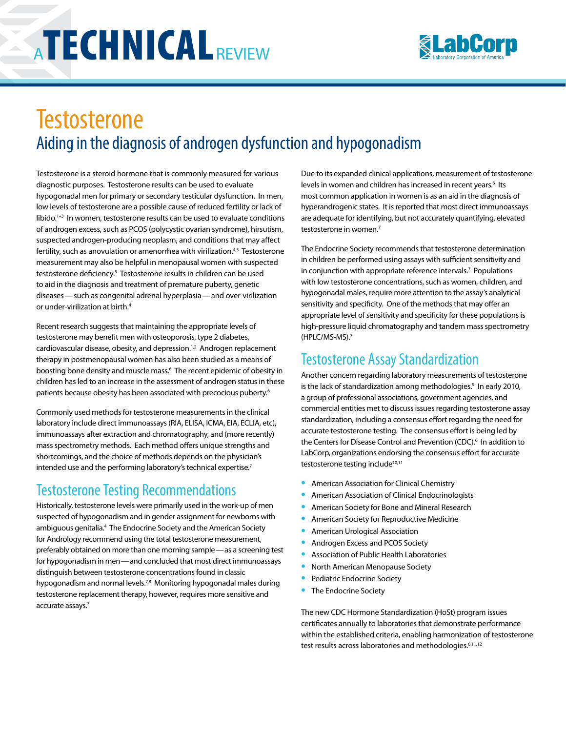# A TECHNICAL REVIEW

# Testosterone

## Aiding in the diagnosis of androgen dysfunction and hypogonadism

Testosterone is a steroid hormone that is commonly measured for various diagnostic purposes. Testosterone results can be used to evaluate hypogonadal men for primary or secondary testicular dysfunction. In men, low levels of testosterone are a possible cause of reduced fertility or lack of libido.[1–3] In women, testosterone results can be used to evaluate conditions of androgen excess, such as PCOS (polycystic ovarian syndrome), hirsutism, suspected androgen-producing neoplasm, and conditions that may affect fertility, such as anovulation or amenorrhea with virilization.[4,5] Testosterone measurement may also be helpful in menopausal women with suspected testosterone deficiency.[5] Testosterone results in children can be used to aid in the diagnosis and treatment of premature puberty, genetic diseases—such as congenital adrenal hyperplasia—and over-virilization or under-virilization at birth.[4]

Recent research suggests that maintaining the appropriate levels of testosterone may benefit men with osteoporosis, type 2 diabetes, cardiovascular disease, obesity, and depression.[1,2] Androgen replacement therapy in postmenopausal women has also been studied as a means of boosting bone density and muscle mass.[6] The recent epidemic of obesity in children has led to an increase in the assessment of androgen status in these patients because obesity has been associated with precocious puberty.[6]

Commonly used methods for testosterone measurements in the clinical laboratory include direct immunoassays (RIA, ELISA, ICMA, EIA, ECLIA, etc), immunoassays after extraction and chromatography, and (more recently) mass spectrometry methods. Each method offers unique strengths and shortcomings, and the choice of methods depends on the physician's intended use and the performing laboratory's technical expertise.[7]

## Testosterone Testing Recommendations

Historically, testosterone levels were primarily used in the work-up of men suspected of hypogonadism and in gender assignment for newborns with ambiguous genitalia.[4] The Endocrine Society and the American Society for Andrology recommend using the total testosterone measurement, preferably obtained on more than one morning sample—as a screening test for hypogonadism in men—and concluded that most direct immunoassays distinguish between testosterone concentrations found in classic hypogonadism and normal levels.[7,8] Monitoring hypogonadal males during testosterone replacement therapy, however, requires more sensitive and accurate assays.[7]

Due to its expanded clinical applications, measurement of testosterone levels in women and children has increased in recent years.[6] Its most common application in women is as an aid in the diagnosis of hyperandrogenic states. It is reported that most direct immunoassays are adequate for identifying, but not accurately quantifying, elevated testosterone in women.[7]

The Endocrine Society recommends that testosterone determination in children be performed using assays with sufficient sensitivity and in conjunction with appropriate reference intervals.[7] Populations with low testosterone concentrations, such as women, children, and hypogonadal males, require more attention to the assay's analytical sensitivity and specificity. One of the methods that may offer an appropriate level of sensitivity and specificity for these populations is high-pressure liquid chromatography and tandem mass spectrometry (HPLC/MS-MS).[7]

## Testosterone Assay Standardization

Another concern regarding laboratory measurements of testosterone is the lack of standardization among methodologies.[9] In early 2010, a group of professional associations, government agencies, and commercial entities met to discuss issues regarding testosterone assay standardization, including a consensus effort regarding the need for accurate testosterone testing. The consensus effort is being led by the Centers for Disease Control and Prevention (CDC).[6] In addition to LabCorp, organizations endorsing the consensus effort for accurate testosterone testing include[10,11]

- American Association for Clinical Chemistry
- American Association of Clinical Endocrinologists
- American Society for Bone and Mineral Research
- American Society for Reproductive Medicine
- American Urological Association
- Androgen Excess and PCOS Society
- Association of Public Health Laboratories
- North American Menopause Society
- Pediatric Endocrine Society
- The Endocrine Society

The new CDC Hormone Standardization (HoSt) program issues certificates annually to laboratories that demonstrate performance within the established criteria, enabling harmonization of testosterone test results across laboratories and methodologies.[6,11,12]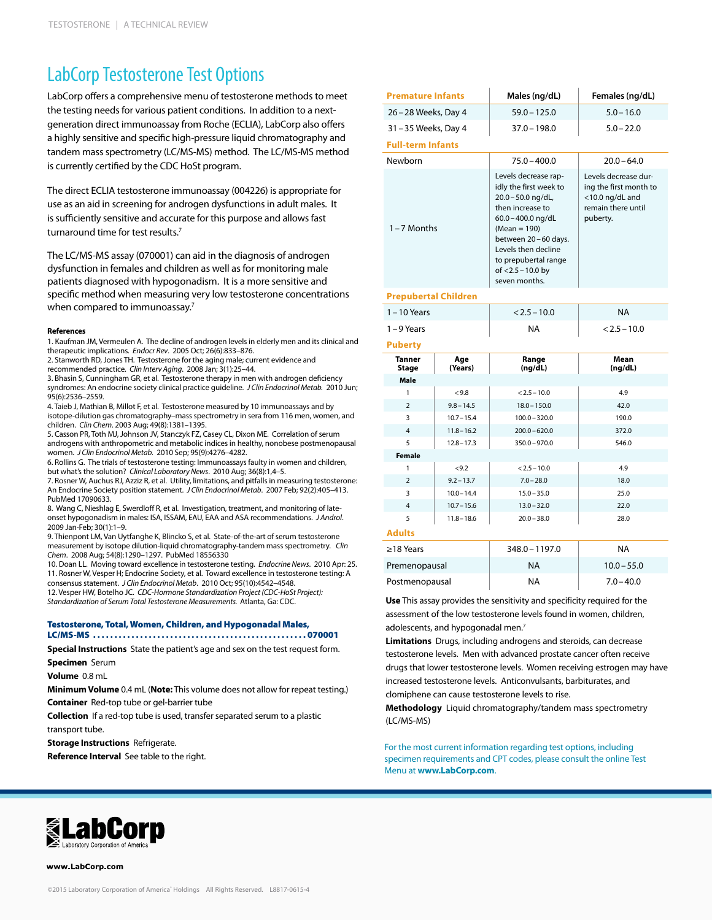# LabCorp Testosterone Test Options

LabCorp offers a comprehensive menu of testosterone methods to meet the testing needs for various patient conditions. In addition to a next-generation direct immunoassay from Roche (ECLIA), LabCorp also offers a highly sensitive and specific high-pressure liquid chromatography and tandem mass spectrometry (LC/MS-MS) method. The LC/MS-MS method is currently certified by the CDC HoSt program.

The direct ECLIA testosterone immunoassay (004226) is appropriate for use as an aid in screening for androgen dysfunctions in adult males. It is sufficiently sensitive and accurate for this purpose and allows fast turnaround time for test results.[7]

The LC/MS-MS assay (070001) can aid in the diagnosis of androgen dysfunction in females and children as well as for monitoring male patients diagnosed with hypogonadism. It is a more sensitive and specific method when measuring very low testosterone concentrations when compared to immunoassay.[7]

### References

1. Kaufman JM, Vermeulen A. The decline of androgen levels in elderly men and its clinical and therapeutic implications. *Endocr Rev*. 2005 Oct; 26(6):833–876.
2. Stanworth RD, Jones TH. Testosterone for the aging male; current evidence and recommended practice. *Clin Interv Aging*. 2008 Jan; 3(1):25–44.
3. Bhasin S, Cunningham GR, et al. Testosterone therapy in men with androgen deficiency syndromes: An endocrine society clinical practice guideline. *J Clin Endocrinol Metab*. 2010 Jun; 95(6):2536–2559.
4. Taieb J, Mathian B, Millot F, et al. Testosterone measured by 10 immunoassays and by isotope-dilution gas chromatography–mass spectrometry in sera from 116 men, women, and children. *Clin Chem*. 2003 Aug; 49(8):1381–1395.
5. Casson PR, Toth MJ, Johnson JV, Stanczyk FZ, Casey CL, Dixon ME. Correlation of serum androgens with anthropometric and metabolic indices in healthy, nonobese postmenopausal women. *J Clin Endocrinol Metab*. 2010 Sep; 95(9):4276–4282.
6. Rollins G. The trials of testosterone testing: Immunoassays faulty in women and children, but what's the solution? *Clinical Laboratory News*. 2010 Aug; 36(8):1,4–5.
7. Rosner W, Auchus RJ, Azziz R, et al. Utility, limitations, and pitfalls in measuring testosterone: An Endocrine Society position statement. *J Clin Endocrinol Metab*. 2007 Feb; 92(2):405–413. PubMed 17090633.
8. Wang C, Nieshlag E, Swerdloff R, et al. Investigation, treatment, and monitoring of late-onset hypogonadism in males: ISA, ISSAM, EAU, EAA and ASA recommendations. *J Androl*. 2009 Jan-Feb; 30(1):1–9.
9. Thienpont LM, Van Uytfanghe K, Blincko S, et al. State-of-the-art of serum testosterone measurement by isotope dilution-liquid chromatography-tandem mass spectrometry. *Clin Chem*. 2008 Aug; 54(8):1290–1297. PubMed 18556330
10. Doan LL. Moving toward excellence in testosterone testing. *Endocrine News*. 2010 Apr: 25.
11. Rosner W, Vesper H; Endocrine Society, et al. Toward excellence in testosterone testing: A consensus statement. *J Clin Endocrinol Metab*. 2010 Oct; 95(10):4542–4548.
12. Vesper HW, Botelho JC. *CDC-Hormone Standardization Project (CDC-HoSt Project): Standardization of Serum Total Testosterone Measurements.* Atlanta, Ga: CDC.

### Testosterone, Total, Women, Children, and Hypogonadal Males, LC/MS-MS .................................................. 070001

**Special Instructions** State the patient's age and sex on the test request form.

**Specimen** Serum

**Volume** 0.8 mL

**Minimum Volume** 0.4 mL (**Note:** This volume does not allow for repeat testing.)

**Container** Red-top tube or gel-barrier tube

**Collection** If a red-top tube is used, transfer separated serum to a plastic transport tube.

**Storage Instructions** Refrigerate.

**Reference Interval** See table to the right.

| Premature Infants | Males (ng/dL) | Females (ng/dL) |
|---|---|---|
| 26 – 28 Weeks, Day 4 | 59.0 – 125.0 | 5.0 – 16.0 |
| 31 – 35 Weeks, Day 4 | 37.0 – 198.0 | 5.0 – 22.0 |
| **Full-term Infants** | | |
| Newborn | 75.0 – 400.0 | 20.0 – 64.0 |
| 1 – 7 Months | Levels decrease rapidly the first week to 20.0 – 50.0 ng/dL, then increase to 60.0 – 400.0 ng/dL (Mean = 190) between 20 – 60 days. Levels then decline to prepubertal range of <2.5 – 10.0 by seven months. | Levels decrease during the first month to <10.0 ng/dL and remain there until puberty. |
| **Prepubertal Children** | | |
| 1 – 10 Years | < 2.5 – 10.0 | NA |
| 1 – 9 Years | NA | < 2.5 – 10.0 |

**Puberty**

| Tanner Stage | Age (Years) | Range (ng/dL) | Mean (ng/dL) |
|---|---|---|---|
| **Male** | | | |
| 1 | < 9.8 | < 2.5 – 10.0 | 4.9 |
| 2 | 9.8 – 14.5 | 18.0 – 150.0 | 42.0 |
| 3 | 10.7 – 15.4 | 100.0 – 320.0 | 190.0 |
| 4 | 11.8 – 16.2 | 200.0 – 620.0 | 372.0 |
| 5 | 12.8 – 17.3 | 350.0 – 970.0 | 546.0 |
| **Female** | | | |
| 1 | <9.2 | < 2.5 – 10.0 | 4.9 |
| 2 | 9.2 – 13.7 | 7.0 – 28.0 | 18.0 |
| 3 | 10.0 – 14.4 | 15.0 – 35.0 | 25.0 |
| 4 | 10.7 – 15.6 | 13.0 – 32.0 | 22.0 |
| 5 | 11.8 – 18.6 | 20.0 – 38.0 | 28.0 |

**Adults**

| | Males (ng/dL) | Females (ng/dL) |
|---|---|---|
| ≥18 Years | 348.0 – 1197.0 | NA |
| Premenopausal | NA | 10.0 – 55.0 |
| Postmenopausal | NA | 7.0 – 40.0 |

**Use** This assay provides the sensitivity and specificity required for the assessment of the low testosterone levels found in women, children, adolescents, and hypogonadal men.[7]

**Limitations** Drugs, including androgens and steroids, can decrease testosterone levels. Men with advanced prostate cancer often receive drugs that lower testosterone levels. Women receiving estrogen may have increased testosterone levels. Anticonvulsants, barbiturates, and clomiphene can cause testosterone levels to rise.

**Methodology** Liquid chromatography/tandem mass spectrometry (LC/MS-MS)

For the most current information regarding test options, including specimen requirements and CPT codes, please consult the online Test Menu at **www.LabCorp.com**.

LabCorp Laboratory Corporation of America

**www.LabCorp.com**

©2015 Laboratory Corporation of America® Holdings All Rights Reserved. L8817-0615-4